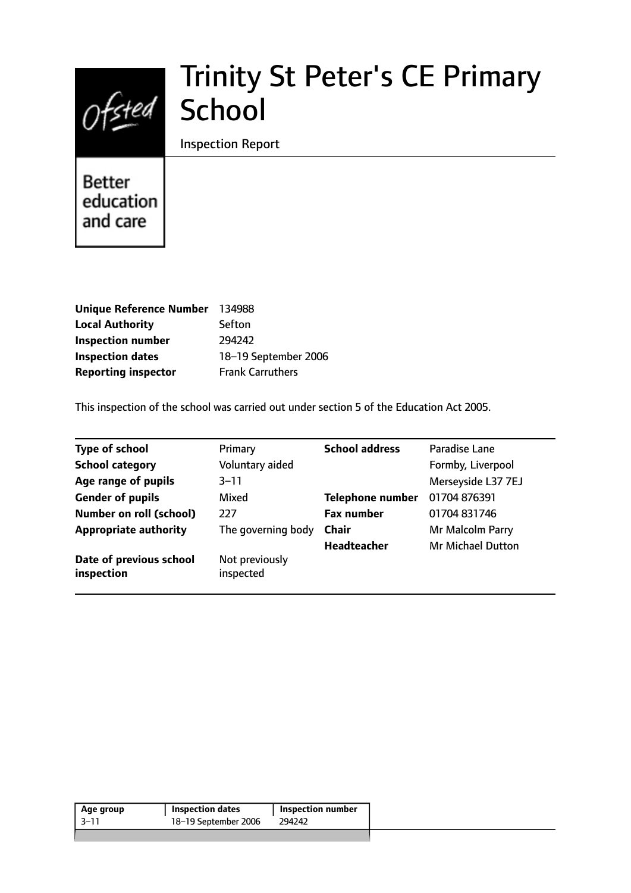# Trinity St Peter's CE Primary School

Inspection Report

Better education and care

| | |
|---|---|
| **Unique Reference Number** | 134988 |
| **Local Authority** | Sefton |
| **Inspection number** | 294242 |
| **Inspection dates** | 18–19 September 2006 |
| **Reporting inspector** | Frank Carruthers |

This inspection of the school was carried out under section 5 of the Education Act 2005.

| | | | |
|---|---|---|---|
| **Type of school** | Primary | **School address** | Paradise Lane |
| **School category** | Voluntary aided | | Formby, Liverpool |
| **Age range of pupils** | 3–11 | | Merseyside L37 7EJ |
| **Gender of pupils** | Mixed | **Telephone number** | 01704 876391 |
| **Number on roll (school)** | 227 | **Fax number** | 01704 831746 |
| **Appropriate authority** | The governing body | **Chair** | Mr Malcolm Parry |
| | | **Headteacher** | Mr Michael Dutton |
| **Date of previous school inspection** | Not previously inspected | | |

| Age group | Inspection dates | Inspection number |
|---|---|---|
| 3–11 | 18–19 September 2006 | 294242 |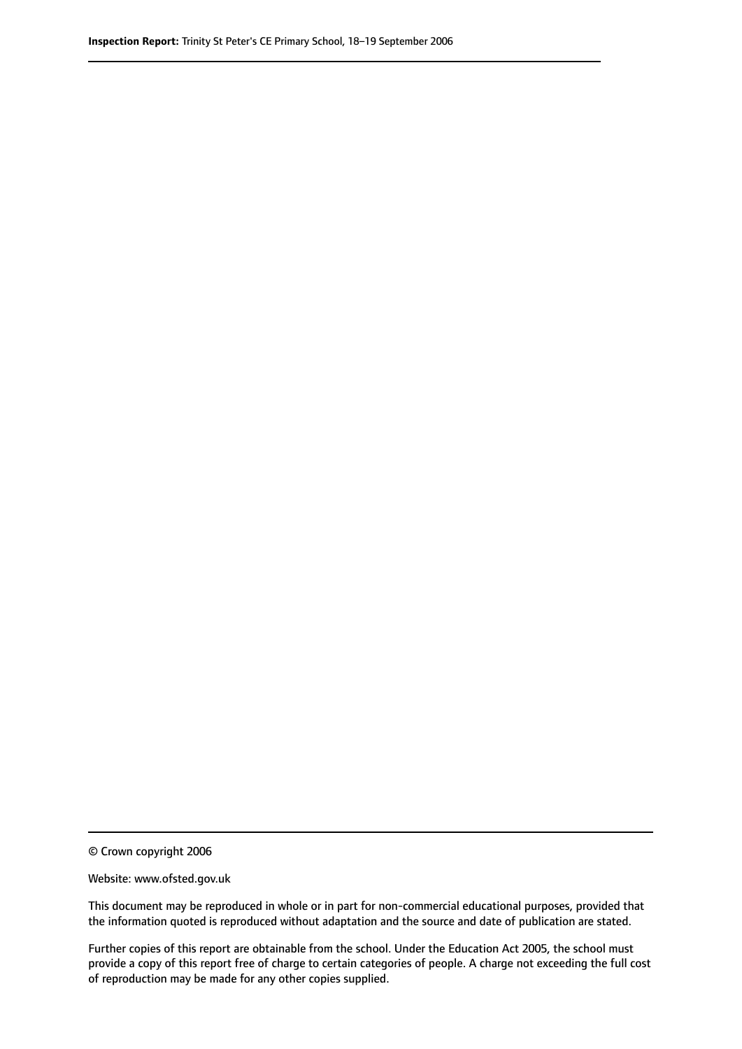© Crown copyright 2006

Website: www.ofsted.gov.uk

This document may be reproduced in whole or in part for non-commercial educational purposes, provided that the information quoted is reproduced without adaptation and the source and date of publication are stated.

Further copies of this report are obtainable from the school. Under the Education Act 2005, the school must provide a copy of this report free of charge to certain categories of people. A charge not exceeding the full cost of reproduction may be made for any other copies supplied.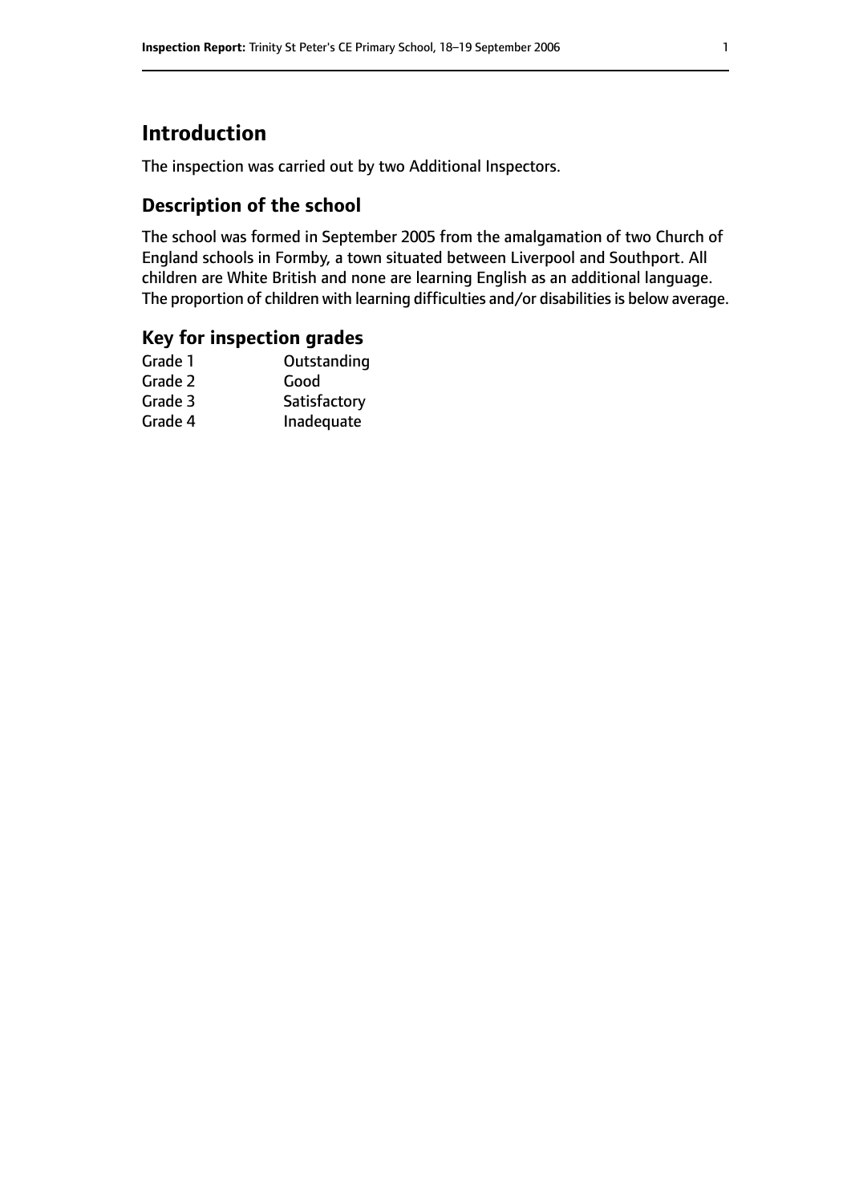# Introduction

The inspection was carried out by two Additional Inspectors.

## Description of the school

The school was formed in September 2005 from the amalgamation of two Church of England schools in Formby, a town situated between Liverpool and Southport. All children are White British and none are learning English as an additional language. The proportion of children with learning difficulties and/or disabilities is below average.

## Key for inspection grades

| | |
|---|---|
| Grade 1 | Outstanding |
| Grade 2 | Good |
| Grade 3 | Satisfactory |
| Grade 4 | Inadequate |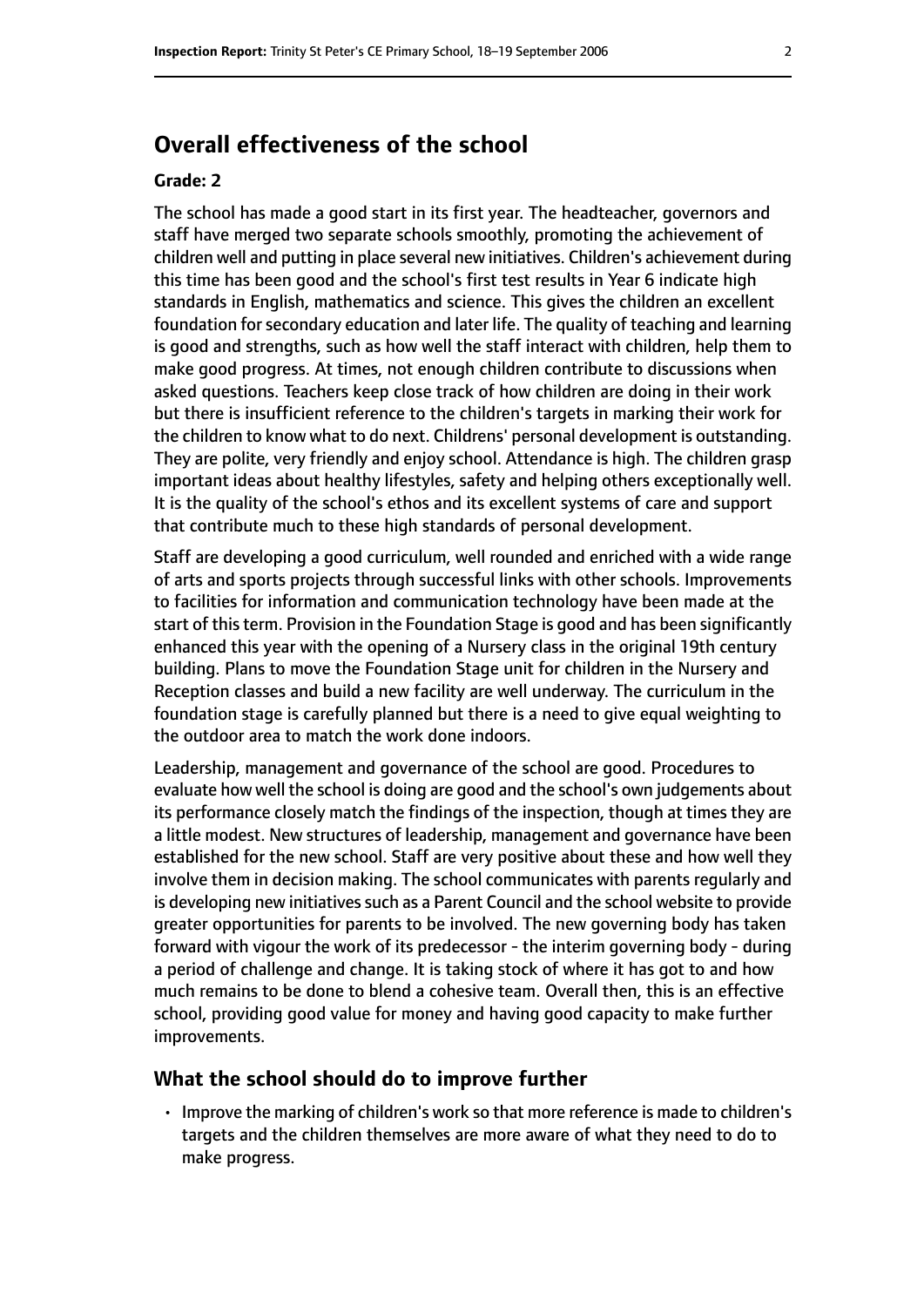## Overall effectiveness of the school

### Grade: 2

The school has made a good start in its first year. The headteacher, governors and staff have merged two separate schools smoothly, promoting the achievement of children well and putting in place several new initiatives. Children's achievement during this time has been good and the school's first test results in Year 6 indicate high standards in English, mathematics and science. This gives the children an excellent foundation for secondary education and later life. The quality of teaching and learning is good and strengths, such as how well the staff interact with children, help them to make good progress. At times, not enough children contribute to discussions when asked questions. Teachers keep close track of how children are doing in their work but there is insufficient reference to the children's targets in marking their work for the children to know what to do next. Childrens' personal development is outstanding. They are polite, very friendly and enjoy school. Attendance is high. The children grasp important ideas about healthy lifestyles, safety and helping others exceptionally well. It is the quality of the school's ethos and its excellent systems of care and support that contribute much to these high standards of personal development.

Staff are developing a good curriculum, well rounded and enriched with a wide range of arts and sports projects through successful links with other schools. Improvements to facilities for information and communication technology have been made at the start of this term. Provision in the Foundation Stage is good and has been significantly enhanced this year with the opening of a Nursery class in the original 19th century building. Plans to move the Foundation Stage unit for children in the Nursery and Reception classes and build a new facility are well underway. The curriculum in the foundation stage is carefully planned but there is a need to give equal weighting to the outdoor area to match the work done indoors.

Leadership, management and governance of the school are good. Procedures to evaluate how well the school is doing are good and the school's own judgements about its performance closely match the findings of the inspection, though at times they are a little modest. New structures of leadership, management and governance have been established for the new school. Staff are very positive about these and how well they involve them in decision making. The school communicates with parents regularly and is developing new initiatives such as a Parent Council and the school website to provide greater opportunities for parents to be involved. The new governing body has taken forward with vigour the work of its predecessor - the interim governing body - during a period of challenge and change. It is taking stock of where it has got to and how much remains to be done to blend a cohesive team. Overall then, this is an effective school, providing good value for money and having good capacity to make further improvements.

### What the school should do to improve further

- Improve the marking of children's work so that more reference is made to children's targets and the children themselves are more aware of what they need to do to make progress.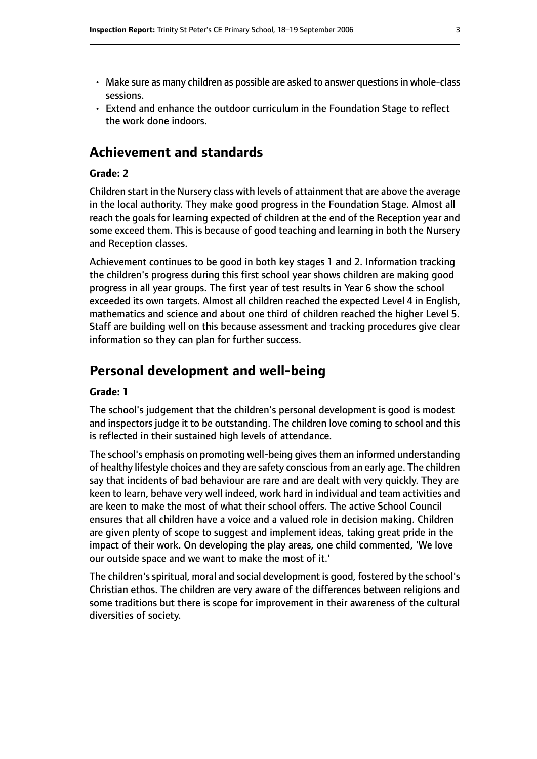- Make sure as many children as possible are asked to answer questions in whole-class sessions.
- Extend and enhance the outdoor curriculum in the Foundation Stage to reflect the work done indoors.

## Achievement and standards

### Grade: 2

Children start in the Nursery class with levels of attainment that are above the average in the local authority. They make good progress in the Foundation Stage. Almost all reach the goals for learning expected of children at the end of the Reception year and some exceed them. This is because of good teaching and learning in both the Nursery and Reception classes.

Achievement continues to be good in both key stages 1 and 2. Information tracking the children's progress during this first school year shows children are making good progress in all year groups. The first year of test results in Year 6 show the school exceeded its own targets. Almost all children reached the expected Level 4 in English, mathematics and science and about one third of children reached the higher Level 5. Staff are building well on this because assessment and tracking procedures give clear information so they can plan for further success.

## Personal development and well-being

### Grade: 1

The school's judgement that the children's personal development is good is modest and inspectors judge it to be outstanding. The children love coming to school and this is reflected in their sustained high levels of attendance.

The school's emphasis on promoting well-being gives them an informed understanding of healthy lifestyle choices and they are safety conscious from an early age. The children say that incidents of bad behaviour are rare and are dealt with very quickly. They are keen to learn, behave very well indeed, work hard in individual and team activities and are keen to make the most of what their school offers. The active School Council ensures that all children have a voice and a valued role in decision making. Children are given plenty of scope to suggest and implement ideas, taking great pride in the impact of their work. On developing the play areas, one child commented, 'We love our outside space and we want to make the most of it.'

The children's spiritual, moral and social development is good, fostered by the school's Christian ethos. The children are very aware of the differences between religions and some traditions but there is scope for improvement in their awareness of the cultural diversities of society.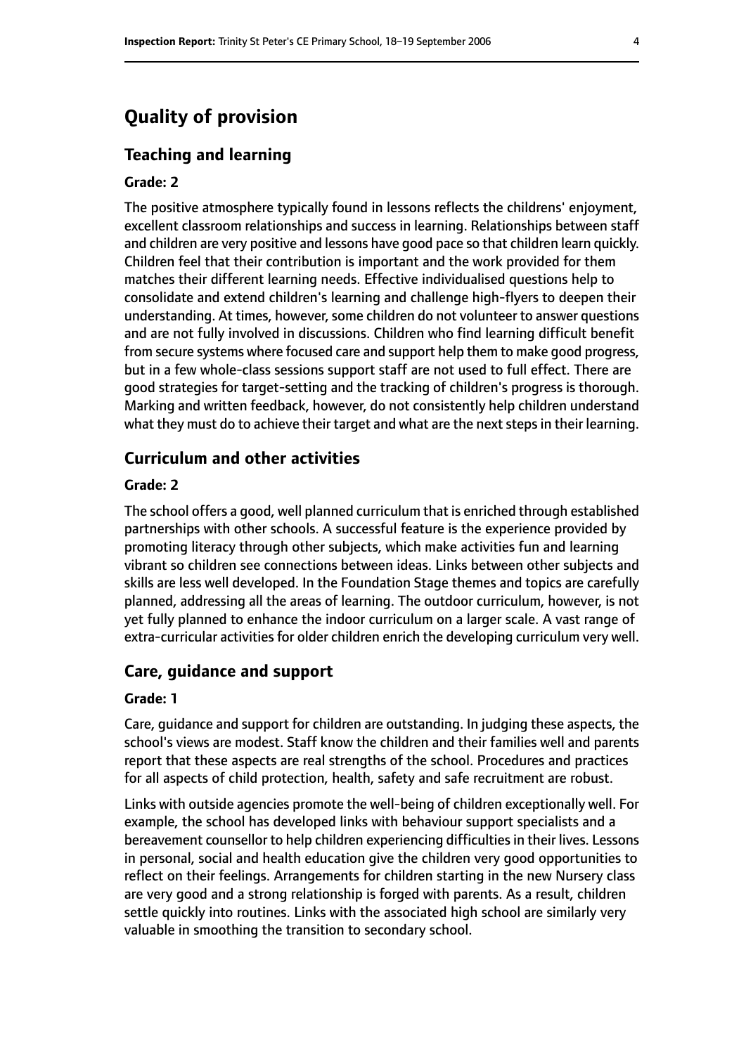# Quality of provision

## Teaching and learning

**Grade: 2**

The positive atmosphere typically found in lessons reflects the childrens' enjoyment, excellent classroom relationships and success in learning. Relationships between staff and children are very positive and lessons have good pace so that children learn quickly. Children feel that their contribution is important and the work provided for them matches their different learning needs. Effective individualised questions help to consolidate and extend children's learning and challenge high-flyers to deepen their understanding. At times, however, some children do not volunteer to answer questions and are not fully involved in discussions. Children who find learning difficult benefit from secure systems where focused care and support help them to make good progress, but in a few whole-class sessions support staff are not used to full effect. There are good strategies for target-setting and the tracking of children's progress is thorough. Marking and written feedback, however, do not consistently help children understand what they must do to achieve their target and what are the next steps in their learning.

## Curriculum and other activities

**Grade: 2**

The school offers a good, well planned curriculum that is enriched through established partnerships with other schools. A successful feature is the experience provided by promoting literacy through other subjects, which make activities fun and learning vibrant so children see connections between ideas. Links between other subjects and skills are less well developed. In the Foundation Stage themes and topics are carefully planned, addressing all the areas of learning. The outdoor curriculum, however, is not yet fully planned to enhance the indoor curriculum on a larger scale. A vast range of extra-curricular activities for older children enrich the developing curriculum very well.

## Care, guidance and support

**Grade: 1**

Care, guidance and support for children are outstanding. In judging these aspects, the school's views are modest. Staff know the children and their families well and parents report that these aspects are real strengths of the school. Procedures and practices for all aspects of child protection, health, safety and safe recruitment are robust.

Links with outside agencies promote the well-being of children exceptionally well. For example, the school has developed links with behaviour support specialists and a bereavement counsellor to help children experiencing difficulties in their lives. Lessons in personal, social and health education give the children very good opportunities to reflect on their feelings. Arrangements for children starting in the new Nursery class are very good and a strong relationship is forged with parents. As a result, children settle quickly into routines. Links with the associated high school are similarly very valuable in smoothing the transition to secondary school.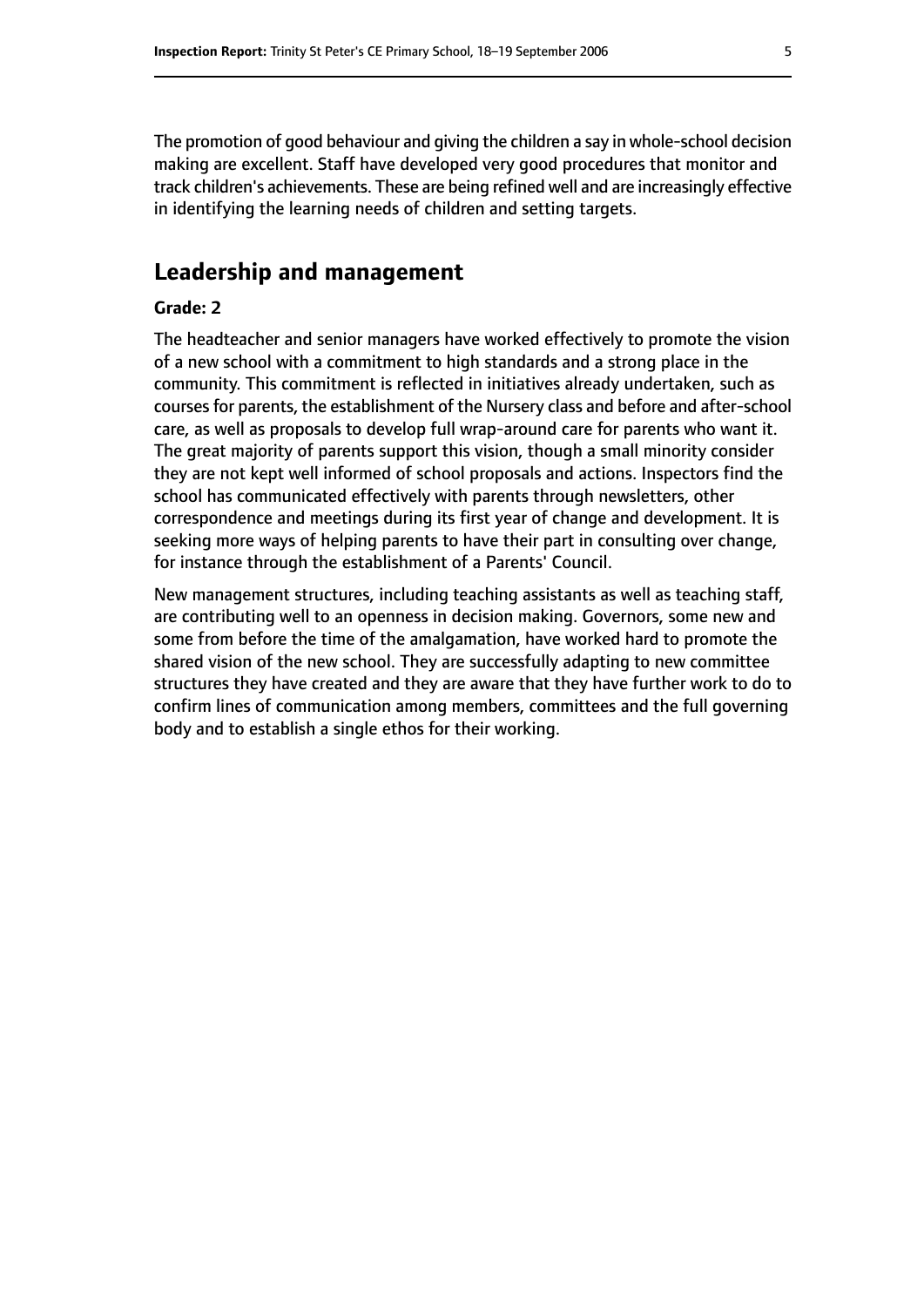The promotion of good behaviour and giving the children a say in whole-school decision making are excellent. Staff have developed very good procedures that monitor and track children's achievements. These are being refined well and are increasingly effective in identifying the learning needs of children and setting targets.

## Leadership and management

**Grade: 2**

The headteacher and senior managers have worked effectively to promote the vision of a new school with a commitment to high standards and a strong place in the community. This commitment is reflected in initiatives already undertaken, such as courses for parents, the establishment of the Nursery class and before and after-school care, as well as proposals to develop full wrap-around care for parents who want it. The great majority of parents support this vision, though a small minority consider they are not kept well informed of school proposals and actions. Inspectors find the school has communicated effectively with parents through newsletters, other correspondence and meetings during its first year of change and development. It is seeking more ways of helping parents to have their part in consulting over change, for instance through the establishment of a Parents' Council.

New management structures, including teaching assistants as well as teaching staff, are contributing well to an openness in decision making. Governors, some new and some from before the time of the amalgamation, have worked hard to promote the shared vision of the new school. They are successfully adapting to new committee structures they have created and they are aware that they have further work to do to confirm lines of communication among members, committees and the full governing body and to establish a single ethos for their working.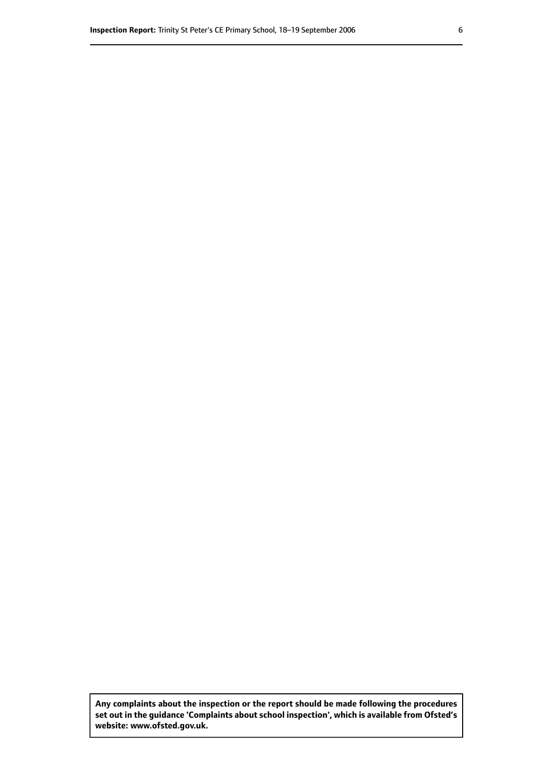**Any complaints about the inspection or the report should be made following the procedures set out in the guidance 'Complaints about school inspection', which is available from Ofsted's website: www.ofsted.gov.uk.**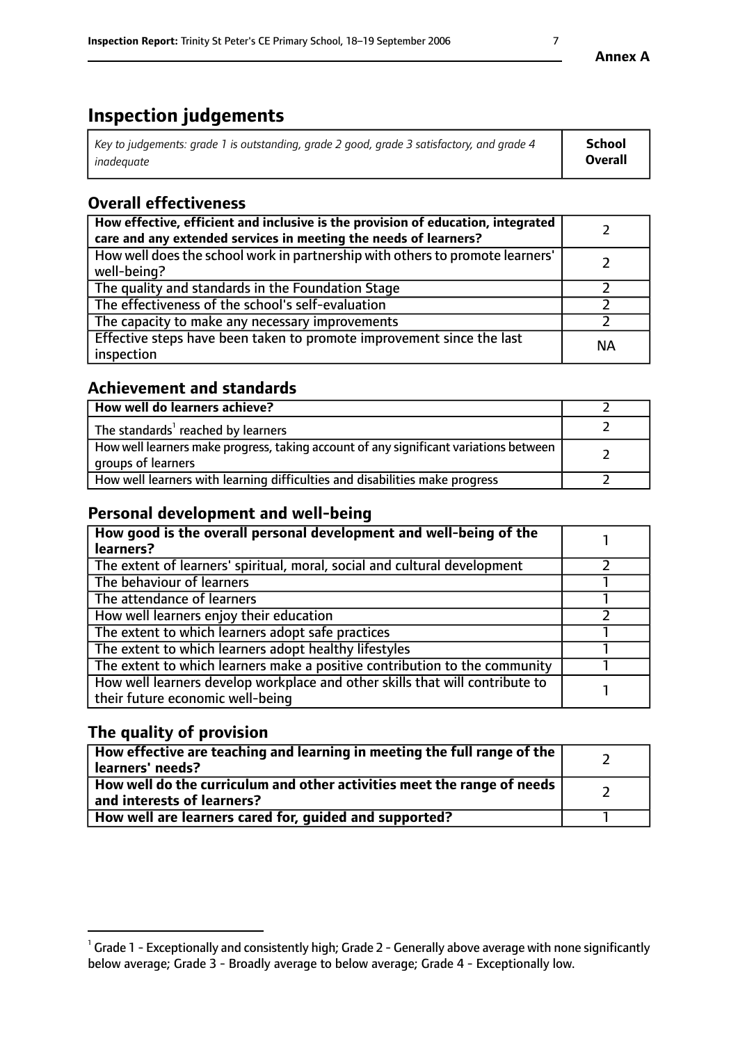**Annex A**

# Inspection judgements

| *Key to judgements: grade 1 is outstanding, grade 2 good, grade 3 satisfactory, and grade 4 inadequate* | **School Overall** |
|---|---|

## Overall effectiveness

| | |
|---|---|
| **How effective, efficient and inclusive is the provision of education, integrated care and any extended services in meeting the needs of learners?** | 2 |
| How well does the school work in partnership with others to promote learners' well-being? | 2 |
| The quality and standards in the Foundation Stage | 2 |
| The effectiveness of the school's self-evaluation | 2 |
| The capacity to make any necessary improvements | 2 |
| Effective steps have been taken to promote improvement since the last inspection | NA |

## Achievement and standards

| | |
|---|---|
| **How well do learners achieve?** | 2 |
| The standards[1] reached by learners | 2 |
| How well learners make progress, taking account of any significant variations between groups of learners | 2 |
| How well learners with learning difficulties and disabilities make progress | 2 |

## Personal development and well-being

| | |
|---|---|
| **How good is the overall personal development and well-being of the learners?** | 1 |
| The extent of learners' spiritual, moral, social and cultural development | 2 |
| The behaviour of learners | 1 |
| The attendance of learners | 1 |
| How well learners enjoy their education | 2 |
| The extent to which learners adopt safe practices | 1 |
| The extent to which learners adopt healthy lifestyles | 1 |
| The extent to which learners make a positive contribution to the community | 1 |
| How well learners develop workplace and other skills that will contribute to their future economic well-being | 1 |

## The quality of provision

| | |
|---|---|
| **How effective are teaching and learning in meeting the full range of the learners' needs?** | 2 |
| **How well do the curriculum and other activities meet the range of needs and interests of learners?** | 2 |
| **How well are learners cared for, guided and supported?** | 1 |

[1] Grade 1 - Exceptionally and consistently high; Grade 2 - Generally above average with none significantly below average; Grade 3 - Broadly average to below average; Grade 4 - Exceptionally low.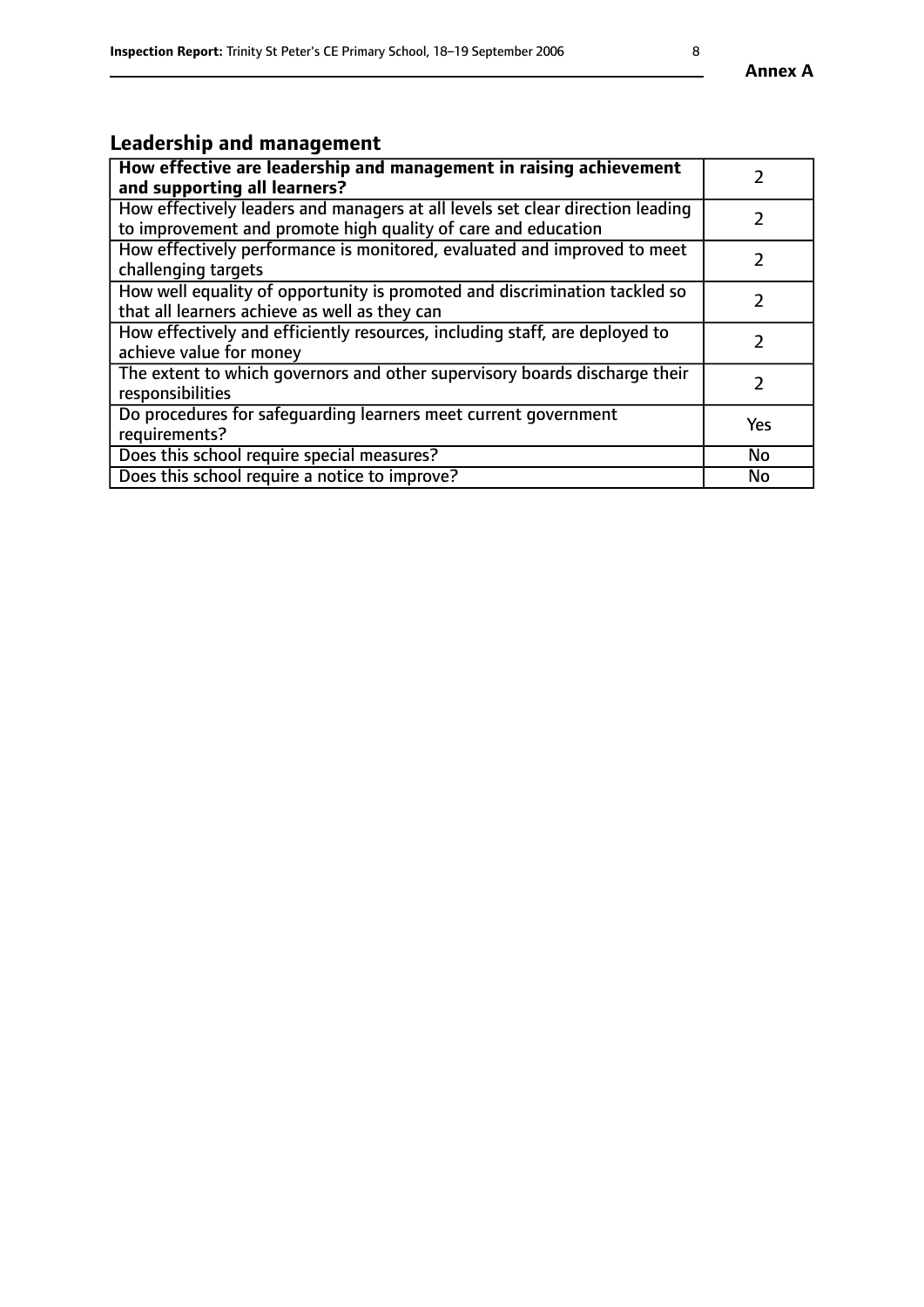## Leadership and management

| | |
|---|---|
| **How effective are leadership and management in raising achievement and supporting all learners?** | 2 |
| How effectively leaders and managers at all levels set clear direction leading to improvement and promote high quality of care and education | 2 |
| How effectively performance is monitored, evaluated and improved to meet challenging targets | 2 |
| How well equality of opportunity is promoted and discrimination tackled so that all learners achieve as well as they can | 2 |
| How effectively and efficiently resources, including staff, are deployed to achieve value for money | 2 |
| The extent to which governors and other supervisory boards discharge their responsibilities | 2 |
| Do procedures for safeguarding learners meet current government requirements? | Yes |
| Does this school require special measures? | No |
| Does this school require a notice to improve? | No |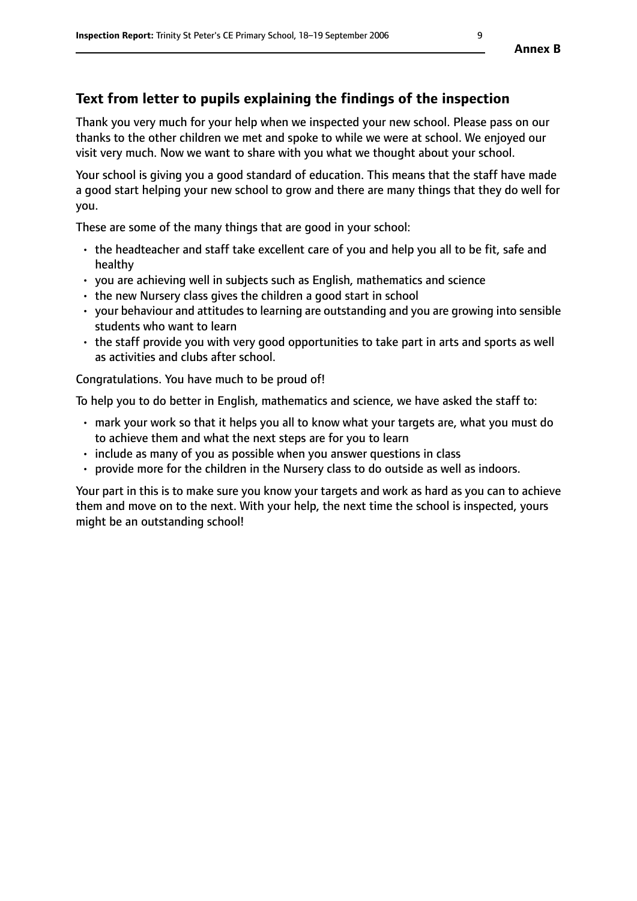## Text from letter to pupils explaining the findings of the inspection

Thank you very much for your help when we inspected your new school. Please pass on our thanks to the other children we met and spoke to while we were at school. We enjoyed our visit very much. Now we want to share with you what we thought about your school.

Your school is giving you a good standard of education. This means that the staff have made a good start helping your new school to grow and there are many things that they do well for you.

These are some of the many things that are good in your school:

- the headteacher and staff take excellent care of you and help you all to be fit, safe and healthy
- you are achieving well in subjects such as English, mathematics and science
- the new Nursery class gives the children a good start in school
- your behaviour and attitudes to learning are outstanding and you are growing into sensible students who want to learn
- the staff provide you with very good opportunities to take part in arts and sports as well as activities and clubs after school.

Congratulations. You have much to be proud of!

To help you to do better in English, mathematics and science, we have asked the staff to:

- mark your work so that it helps you all to know what your targets are, what you must do to achieve them and what the next steps are for you to learn
- include as many of you as possible when you answer questions in class
- provide more for the children in the Nursery class to do outside as well as indoors.

Your part in this is to make sure you know your targets and work as hard as you can to achieve them and move on to the next. With your help, the next time the school is inspected, yours might be an outstanding school!